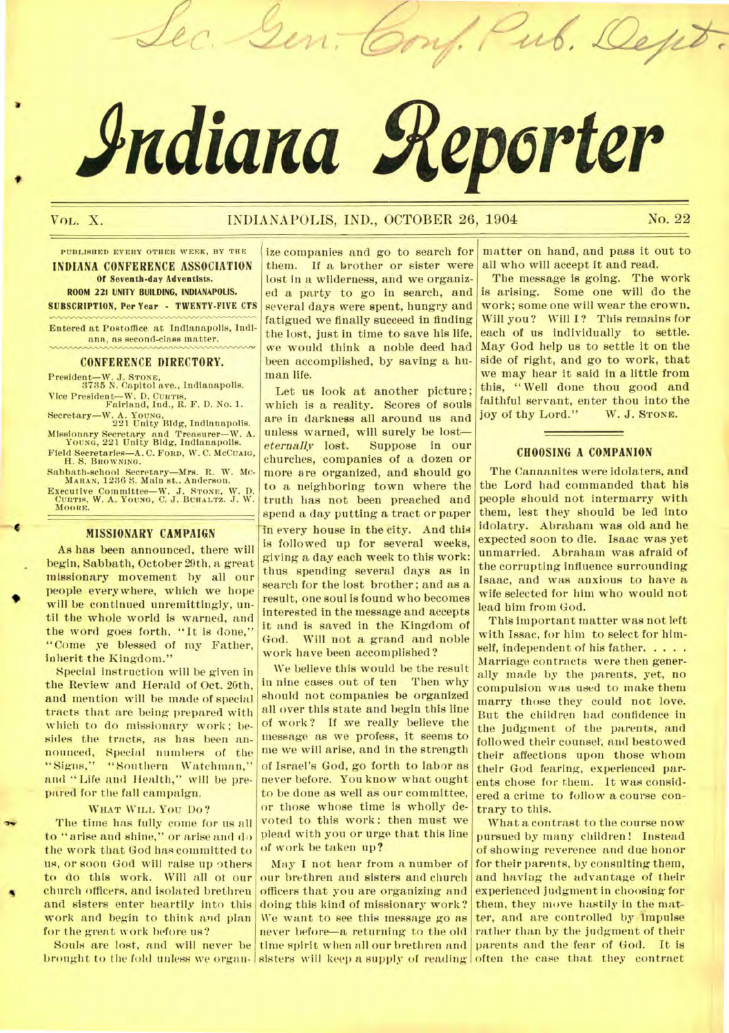Sec. Gen. Conf. Pub. Dept.

# Indiana Reporter

VOL. X. INDIANAPOLIS, IND., OCTOBER 26, 1904 No. 22

PUBLISHED EVERY OTHER WEEK, BY THE
**INDIANA CONFERENCE ASSOCIATION**
**Of Seventh-day Adventists.**
**ROOM 221 UNITY BUILDING, INDIANAPOLIS.**
**SUBSCRIPTION, Per Year - TWENTY-FIVE CTS**

Entered at Postoffice at Indianapolis, Indiana, as second-class matter.

## CONFERENCE DIRECTORY.

President—W. J. STONE, 3735 N. Capitol ave., Indianapolis.
Vice President—W. D. CURTIS, Fairland, Ind., R. F. D. No. 1.
Secretary—W. A. YOUNG, 221 Unity Bldg, Indianapolis.
Missionary Secretary and Treasurer—W. A. YOUNG, 221 Unity Bldg, Indianapolis.
Field Secretaries—A. C. FORD, W. C. MCCUAIG, H. S. BROWNING.
Sabbath-school Secretary—Mrs. R. W. McMAHAN, 1236 S. Main st., Anderson.
Executive Committee—W. J. STONE, W. D. CURTIS, W. A. YOUNG, C. J. BUHALTZ, J. W. MOORE.

## MISSIONARY CAMPAIGN

As has been announced, there will begin, Sabbath, October 29th, a great missionary movement by all our people everywhere, which we hope will be continued unremittingly, until the whole world is warned, and the word goes forth, "It is done," "Come ye blessed of my Father, inherit the Kingdom."

Special instruction will be given in the Review and Herald of Oct. 20th, and mention will be made of special tracts that are being prepared with which to do missionary work; besides the tracts, as has been announced, Special numbers of the "Signs," "Southern Watchman," and "Life and Health," will be prepared for the fall campaign.

WHAT WILL YOU DO?

The time has fully come for us all to "arise and shine," or arise and do the work that God has committed to us, or soon God will raise up others to do this work. Will all of our church officers, and isolated brethren and sisters enter heartily into this work and begin to think and plan for the great work before us?

Souls are lost, and will never be brought to the fold unless we organize companies and go to search for them. If a brother or sister were lost in a wilderness, and we organized a party to go in search, and several days were spent, hungry and fatigued we finally succeed in finding the lost, just in time to save his life, we would think a noble deed had been accomplished, by saving a human life.

Let us look at another picture; which is a reality. Scores of souls are in darkness all around us and unless warned, will surely be lost—*eternally* lost. Suppose in our churches, companies of a dozen or more are organized, and should go to a neighboring town where the truth has not been preached and spend a day putting a tract or paper in every house in the city. And this is followed up for several weeks, giving a day each week to this work: thus spending several days as in search for the lost brother; and as a result, one soul is found who becomes interested in the message and accepts it and is saved in the Kingdom of God. Will not a grand and noble work have been accomplished?

We believe this would be the result in nine cases out of ten Then why should not companies be organized all over this state and begin this line of work? If we really believe the message as we profess, it seems to me we will arise, and in the strength of Israel's God, go forth to labor as never before. You know what ought to be done as well as our committee, or those whose time is wholly devoted to this work: then must we plead with you or urge that this line of work be taken up?

May I not hear from a number of our brethren and sisters and church officers that you are organizing and doing this kind of missionary work? We want to see this message go as never before—a returning to the old time spirit when all our brethren and sisters will keep a supply of reading matter on hand, and pass it out to all who will accept it and read.

The message is going. The work is arising. Some one will do the work; some one will wear the crown. Will you? Will I? This remains for each of us individually to settle. May God help us to settle it on the side of right, and go to work, that we may hear it said in a little from this, "Well done thou good and faithful servant, enter thou into the joy of thy Lord." W. J. STONE.

## CHOOSING A COMPANION

The Canaanites were idolaters, and the Lord had commanded that his people should not intermarry with them, lest they should be led into idolatry. Abraham was old and he expected soon to die. Isaac was yet unmarried. Abraham was afraid of the corrupting influence surrounding Isaac, and was anxious to have a wife selected for him who would not lead him from God.

This important matter was not left with Issac, for him to select for himself, independent of his father. . . . . Marriage contracts were then generally made by the parents, yet, no compulsion was used to make them marry those they could not love. But the children had confidence in the judgment of the parents, and followed their counsel, and bestowed their affections upon those whom their God fearing, experienced parents chose for them. It was considered a crime to follow a course contrary to this.

What a contrast to the course now pursued by many children! Instead of showing reverence and due honor for their parents, by consulting them, and having the advantage of their experienced judgment in choosing for them, they move hastily in the matter, and are controlled by impulse rather than by the judgment of their parents and the fear of God. It is often the case that they contract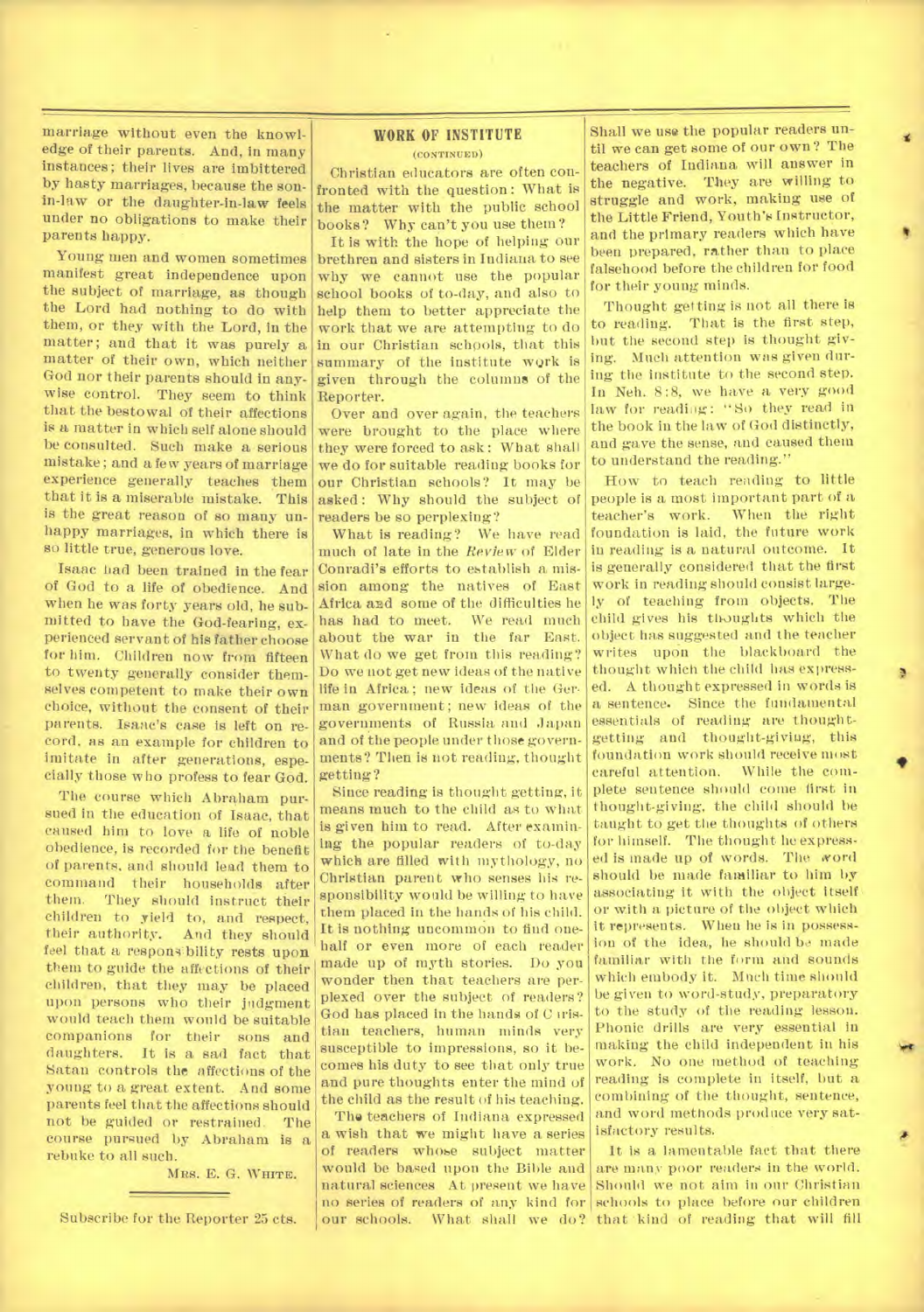marriage without even the knowledge of their parents. And, in many instances; their lives are imbittered by hasty marriages, because the son-in-law or the daughter-in-law feels under no obligations to make their parents happy.

Young men and women sometimes manifest great independence upon the subject of marriage, as though the Lord had nothing to do with them, or they with the Lord, in the matter; and that it was purely a matter of their own, which neither God nor their parents should in anywise control. They seem to think that the bestowal of their affections is a matter in which self alone should be consulted. Such make a serious mistake; and a few years of marriage experience generally teaches them that it is a miserable mistake. This is the great reason of so many unhappy marriages, in which there is so little true, generous love.

Isaac had been trained in the fear of God to a life of obedience. And when he was forty years old, he submitted to have the God-fearing, experienced servant of his father choose for him. Children now from fifteen to twenty generally consider themselves competent to make their own choice, without the consent of their parents. Isaac's case is left on record, as an example for children to imitate in after generations, especially those who profess to fear God.

The course which Abraham pursued in the education of Isaac, that caused him to love a life of noble obedience, is recorded for the benefit of parents, and should lead them to command their households after them. They should instruct their children to yield to, and respect, their authority. And they should feel that a responsibility rests upon them to guide the affections of their children, that they may be placed upon persons who their judgment would teach them would be suitable companions for their sons and daughters. It is a sad fact that Satan controls the affections of the young to a great extent. And some parents feel that the affections should not be guided or restrained. The course pursued by Abraham is a rebuke to all such.

MRS. E. G. WHITE.

---

Subscribe for the Reporter 25 cts.

## WORK OF INSTITUTE

(CONTINUED)

Christian educators are often confronted with the question: What is the matter with the public school books? Why can't you use them?

It is with the hope of helping our brethren and sisters in Indiana to see why we cannot use the popular school books of to-day, and also to help them to better appreciate the work that we are attempting to do in our Christian schools, that this summary of the institute work is given through the columns of the Reporter.

Over and over again, the teachers were brought to the place where they were forced to ask: What shall we do for suitable reading books for our Christian schools? It may be asked: Why should the subject of readers be so perplexing?

What is reading? We have read much of late in the *Review* of Elder Conradi's efforts to establish a mission among the natives of East Africa and some of the difficulties he has had to meet. We read much about the war in the far East. What do we get from this reading? Do we not get new ideas of the native life in Africa; new ideas of the German government; new ideas of the governments of Russia and Japan and of the people under those governments? Then is not reading, thought getting?

Since reading is thought getting, it means much to the child as to what is given him to read. After examining the popular readers of to-day which are filled with mythology, no Christian parent who senses his responsibility would be willing to have them placed in the hands of his child. It is nothing uncommon to find one-half or even more of each reader made up of myth stories. Do you wonder then that teachers are perplexed over the subject of readers? God has placed in the hands of Christian teachers, human minds very susceptible to impressions, so it becomes his duty to see that only true and pure thoughts enter the mind of the child as the result of his teaching.

The teachers of Indiana expressed a wish that we might have a series of readers whose subject matter would be based upon the Bible and natural sciences At present we have no series of readers of any kind for our schools. What shall we do? Shall we use the popular readers until we can get some of our own? The teachers of Indiana will answer in the negative. They are willing to struggle and work, making use of the Little Friend, Youth's Instructor, and the primary readers which have been prepared, rather than to place falsehood before the children for food for their young minds.

Thought getting is not all there is to reading. That is the first step, but the second step is thought giving. Much attention was given during the institute to the second step. In Neh. 8:8, we have a very good law for reading: "So they read in the book in the law of God distinctly, and gave the sense, and caused them to understand the reading."

How to teach reading to little people is a most important part of a teacher's work. When the right foundation is laid, the future work in reading is a natural outcome. It is generally considered that the first work in reading should consist largely of teaching from objects. The child gives his thoughts which the object has suggested and the teacher writes upon the blackboard the thought which the child has expressed. A thought expressed in words is a sentence. Since the fundamental essentials of reading are thought-getting and thought-giving, this foundation work should receive most careful attention. While the complete sentence should come first in thought-giving, the child should be taught to get the thoughts of others for himself. The thought he expressed is made up of words. The word should be made familiar to him by associating it with the object itself or with a picture of the object which it represents. When he is in possession of the idea, he should be made familiar with the form and sounds which embody it. Much time should be given to word-study, preparatory to the study of the reading lesson. Phonic drills are very essential in making the child independent in his work. No one method of teaching reading is complete in itself, but a combining of the thought, sentence, and word methods produce very satisfactory results.

It is a lamentable fact that there are many poor readers in the world. Should we not aim in our Christian schools to place before our children that kind of reading that will fill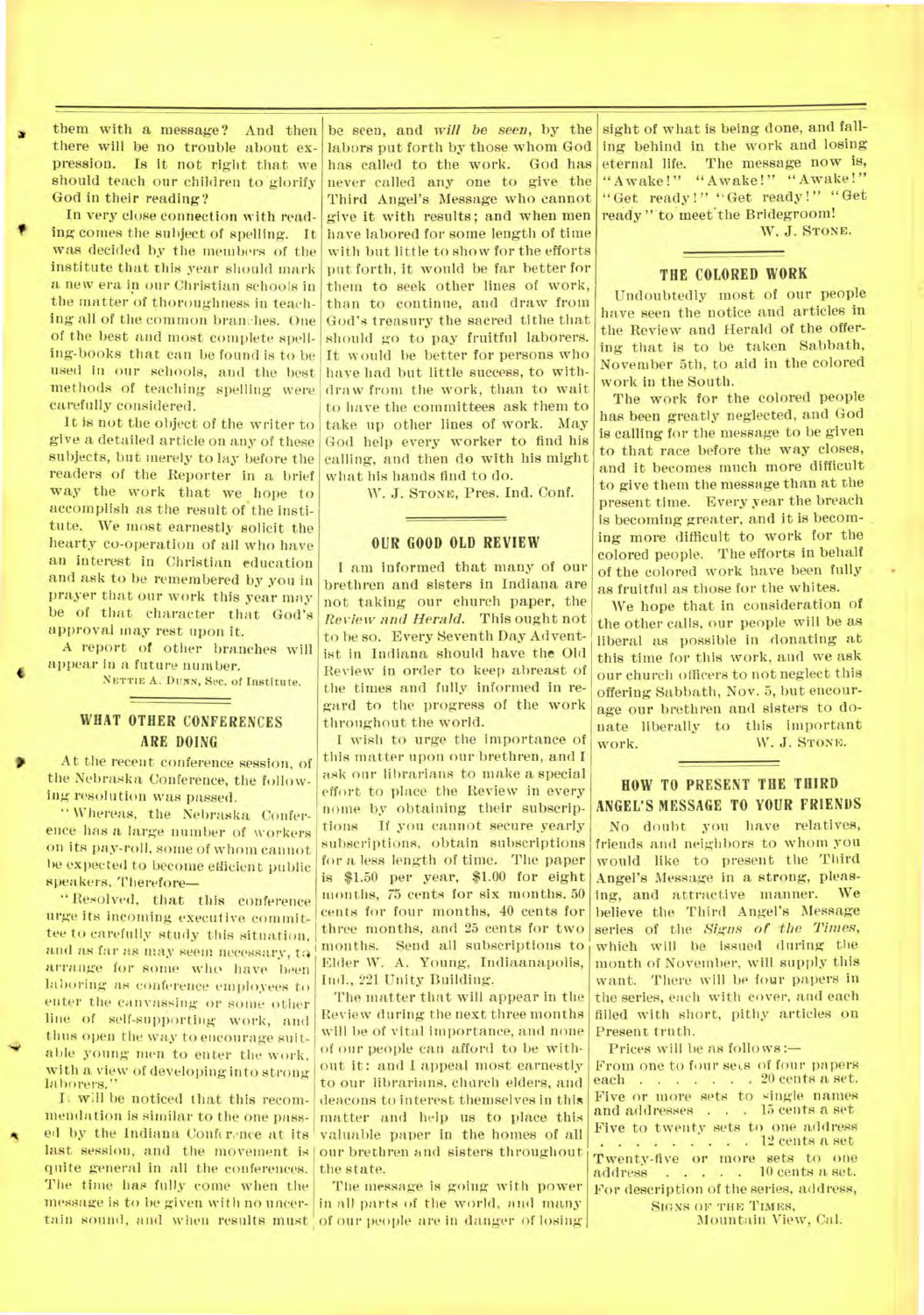them with a message? And then there will be no trouble about expression. Is it not right that we should teach our children to glorify God in their reading?

In very close connection with reading comes the subject of spelling. It was decided by the members of the institute that this year should mark a new era in our Christian schools in the matter of thoroughness in teaching all of the common branches. One of the best and most complete spelling-books that can be found is to be used in our schools, and the best methods of teaching spelling were carefully considered.

It is not the object of the writer to give a detailed article on any of these subjects, but merely to lay before the readers of the Reporter in a brief way the work that we hope to accomplish as the result of the institute. We most earnestly solicit the hearty co-operation of all who have an interest in Christian education and ask to be remembered by you in prayer that our work this year may be of that character that God's approval may rest upon it.

A report of other branches will appear in a future number.

NETTIE A. DUNN, Sec. of Institute.

## WHAT OTHER CONFERENCES ARE DOING

At the recent conference session, of the Nebraska Conference, the following resolution was passed.

"Whereas, the Nebraska Conference has a large number of workers on its pay-roll, some of whom cannot be expected to become efficient public speakers, Therefore—

"Resolved, that this conference urge its incoming executive committee to carefully study this situation, and as far as may seem necessary, to arrange for some who have been laboring as conference employees to enter the canvassing or some other line of self-supporting work, and thus open the way to encourage suitable young men to enter the work, with a view of developing into strong laborers."

It will be noticed that this recommendation is similar to the one passed by the Indiana Conference at its last session, and the movement is quite general in all the conferences. The time has fully come when the message is to be given with no uncertain sound, and when results must be seen, and *will be seen*, by the labors put forth by those whom God has called to the work. God has never called any one to give the Third Angel's Message who cannot give it with results; and when men have labored for some length of time with but little to show for the efforts put forth, it would be far better for them to seek other lines of work, than to continue, and draw from God's treasury the sacred tithe that should go to pay fruitful laborers. It would be better for persons who have had but little success, to withdraw from the work, than to wait to have the committees ask them to take up other lines of work. May God help every worker to find his calling, and then do with his might what his hands find to do.

W. J. STONE, Pres. Ind. Conf.

## OUR GOOD OLD REVIEW

I am informed that many of our brethren and sisters in Indiana are not taking our church paper, the *Review and Herald*. This ought not to be so. Every Seventh Day Adventist in Indiana should have the Old Review in order to keep abreast of the times and fully informed in regard to the progress of the work throughout the world.

I wish to urge the importance of this matter upon our brethren, and I ask our librarians to make a special effort to place the Review in every home by obtaining their subscriptions If you cannot secure yearly subscriptions, obtain subscriptions for a less length of time. The paper is $1.50 per year, $1.00 for eight months, 75 cents for six months. 50 cents for four months, 40 cents for three months, and 25 cents for two months. Send all subscriptions to Elder W. A. Young, Indiaanapolis, Ind., 221 Unity Building.

The matter that will appear in the Review during the next three months will be of vital importance, and none of our people can afford to be without it: and I appeal most earnestly to our librarians, church elders, and deacons to interest themselves in this matter and help us to place this valuable paper in the homes of all our brethren and sisters throughout the state.

The message is going with power in all parts of the world, and many of our people are in danger of losing sight of what is being done, and falling behind in the work and losing eternal life. The message now is, "Awake!" "Awake!" "Awake!" "Get ready!" "Get ready!" "Get ready" to meet the Bridegroom!

W. J. STONE.

## THE COLORED WORK

Undoubtedly most of our people have seen the notice and articles in the Review and Herald of the offering that is to be taken Sabbath, November 5th, to aid in the colored work in the South.

The work for the colored people has been greatly neglected, and God is calling for the message to be given to that race before the way closes, and it becomes much more difficult to give them the message than at the present time. Every year the breach is becoming greater, and it is becoming more difficult to work for the colored people. The efforts in behalf of the colored work have been fully as fruitful as those for the whites.

We hope that in consideration of the other calls, our people will be as liberal as possible in donating at this time for this work, and we ask our church officers to not neglect this offering Sabbath, Nov. 5, but encourage our brethren and sisters to donate liberally to this important work.

W. J. STONE.

## HOW TO PRESENT THE THIRD ANGEL'S MESSAGE TO YOUR FRIENDS

No doubt you have relatives, friends and neighbors to whom you would like to present the Third Angel's Message in a strong, pleasing, and attractive manner. We believe the Third Angel's Message series of the *Signs of the Times*, which will be issued during the month of November, will supply this want. There will be four papers in the series, each with cover, and each filled with short, pithy articles on Present truth.

Prices will be as follows:—

From one to four sets of four papers each . . . . . . . 20 cents a set.
Five or more sets to single names and addresses . . . 15 cents a set.
Five to twenty sets to one address . . . . . . . . . 12 cents a set
Twenty-five or more sets to one address . . . . . 10 cents a set.

For description of the series, address,

SIGNS OF THE TIMES,
Mountain View, Cal.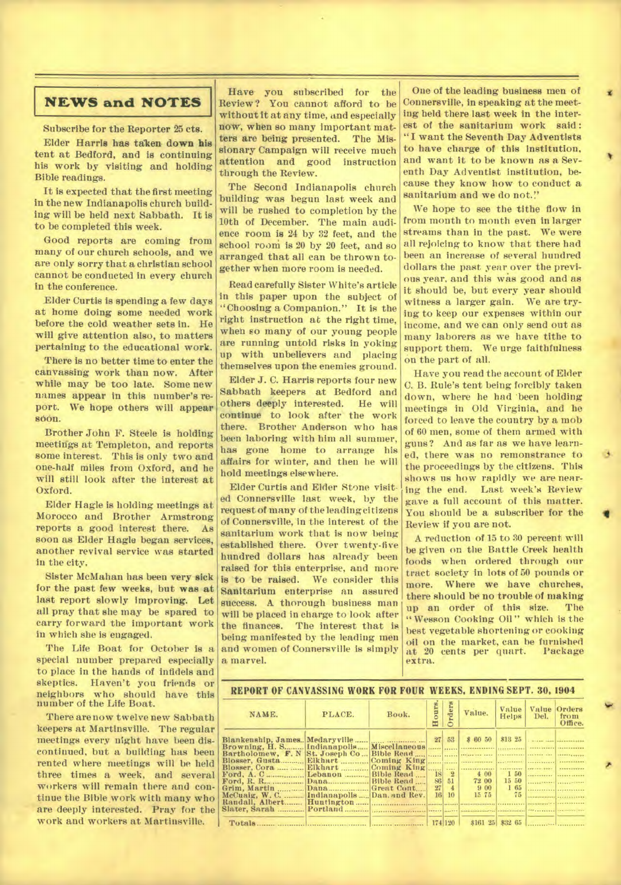## NEWS and NOTES

Subscribe for the Reporter 25 cts.

Elder Harris has taken down his tent at Bedford, and is continuing his work by visiting and holding Bible readings.

It is expected that the first meeting in the new Indianapolis church building will be held next Sabbath. It is to be completed this week.

Good reports are coming from many of our church schools, and we are only sorry that a christian school cannot be conducted in every church in the conference.

Elder Curtis is spending a few days at home doing some needed work before the cold weather sets in. He will give attention also, to matters pertaining to the educational work.

There is no better time to enter the canvassing work than now. After while may be too late. Some new names appear in this number's report. We hope others will appear soon.

Brother John F. Steele is holding meetings at Templeton, and reports some interest. This is only two and one-half miles from Oxford, and he will still look after the interest at Oxford.

Elder Hagle is holding meetings at Morocco and Brother Armstrong reports a good interest there. As soon as Elder Hagle began services, another revival service was started in the city.

Sister McMahan has been very sick for the past few weeks, but was at last report slowly improving. Let all pray that she may be spared to carry forward the important work in which she is engaged.

The Life Boat for October is a special number prepared especially to place in the hands of infidels and skeptics. Haven't you friends or neighbors who should have this number of the Life Boat.

There are now twelve new Sabbath keepers at Martinsville. The regular meetings every night have been discontinued, but a building has been rented where meetings will be held three times a week, and several workers will remain there and continue the Bible work with many who are deeply interested. Pray for the work and workers at Martinsville.

Have you subscribed for the Review? You cannot afford to be without it at any time, and especially now, when so many important matters are being presented. The Missionary Campaign will receive much attention and good instruction through the Review.

The Second Indianapolis church building was begun last week and will be rushed to completion by the 10th of December. The main audience room is 24 by 32 feet, and the school room is 20 by 20 feet, and so arranged that all can be thrown together when more room is needed.

Read carefully Sister White's article in this paper upon the subject of "Choosing a Companion." It is the right instruction at the right time, when so many of our young people are running untold risks in yoking up with unbelievers and placing themselves upon the enemies ground.

Elder J. C. Harris reports four new Sabbath keepers at Bedford and others deeply interested. He will continue to look after the work there. Brother Anderson who has been laboring with him all summer, has gone home to arrange his affairs for winter, and then he will hold meetings elsewhere.

Elder Curtis and Elder Stone visited Connersville last week, by the request of many of the leading citizens of Connersville, in the interest of the sanitarium work that is now being established there. Over twenty-five hundred dollars has already been raised for this enterprise, and more is to be raised. We consider this Sanitarium enterprise an assured success. A thorough business man will be placed in charge to look after the finances. The interest that is being manifested by the leading men and women of Connersville is simply a marvel.

One of the leading business men of Connersville, in speaking at the meeting held there last week in the interest of the sanitarium work said: "I want the Seventh Day Adventists to have charge of this institution, and want it to be known as a Seventh Day Adventist institution, because they know how to conduct a sanitarium and we do not."

We hope to see the tithe flow in from month to month even in larger streams than in the past. We were all rejoicing to know that there had been an increase of several hundred dollars the past year over the previous year, and this was good and as it should be, but every year should witness a larger gain. We are trying to keep our expenses within our income, and we can only send out as many laborers as we have tithe to support them. We urge faithfulness on the part of all.

Have you read the account of Elder C. B. Rule's tent being forcibly taken down, where he had been holding meetings in Old Virginia, and he forced to leave the country by a mob of 60 men, some of them armed with guns? And as far as we have learned, there was no remonstrance to the proceedings by the citizens. This shows us how rapidly we are nearing the end. Last week's Review gave a full account of this matter. You should be a subscriber for the Review if you are not.

A reduction of 15 to 30 percent will be given on the Battle Creek health foods when ordered through our tract society in lots of 50 pounds or more. Where we have churches, there should be no trouble of making up an order of this size. The "Wesson Cooking Oil" which is the best vegetable shortening or cooking oil on the market, can be furnished at 20 cents per quart. Package extra.

### REPORT OF CANVASSING WORK FOR FOUR WEEKS, ENDING SEPT. 30, 1904

| NAME. | PLACE. | Book. | Hours. | Orders | Value. | Value Helps | Value Del. | Orders from Office. |
|---|---|---|---|---|---|---|---|---|
| Blankenship, James | Medaryville | | 27 | 53 | $ 60 50 | $13 25 | | |
| Browning, H. S. | Indianapolis | Miscellaneous | | | | | | |
| Bartholomew, F. N | St. Joseph Co | Bible Read | | | | | | |
| Blosser, Gusta | Elkhart | Coming King | | | | | | |
| Blosser, Cora | Elkhart | Coming King | | | | | | |
| Ford, A. C. | Lebanon | Bible Read | 18 | 2 | 4 00 | 1 50 | | |
| Ford, R. R. | Dana | Bible Read | 86 | 51 | 72 00 | 15 50 | | |
| Grim, Martin | Dana | Great Cont | 27 | 4 | 9 00 | 1 65 | | |
| McCuaig, W. C. | Indianapolis | Dan. and Rev. | 16 | 10 | 15 75 | 75 | | |
| Randall, Albert | Huntington | | | | | | | |
| Slater, Sarah | Portland | | | | | | | |
| Totals | | | 174 | 120 | $161 25 | $32 65 | | |